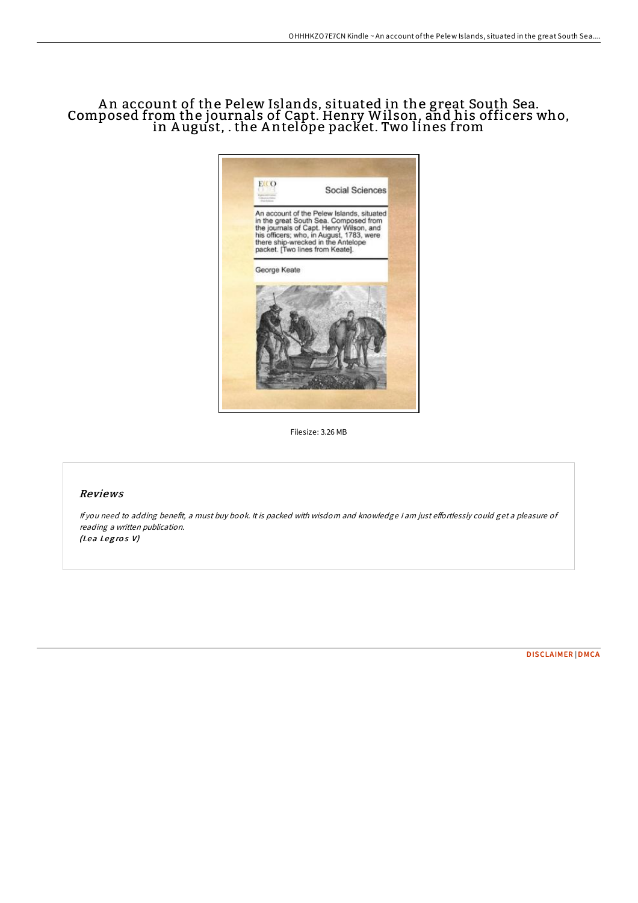# An account of the Pelew Islands, situated in the great South Sea. Composed from the journals of Capt. Henry Wilson, and his officers who, in August, . the Antelope packet. Two lines from

Filesize: 3.26 MB

## *Reviews*

*If you need to adding benefit, a must buy book. It is packed with wisdom and knowledge I am just effortlessly could get a pleasure of reading a written publication.*
*(Lea Legros V)*

DISCLAIMER | DMCA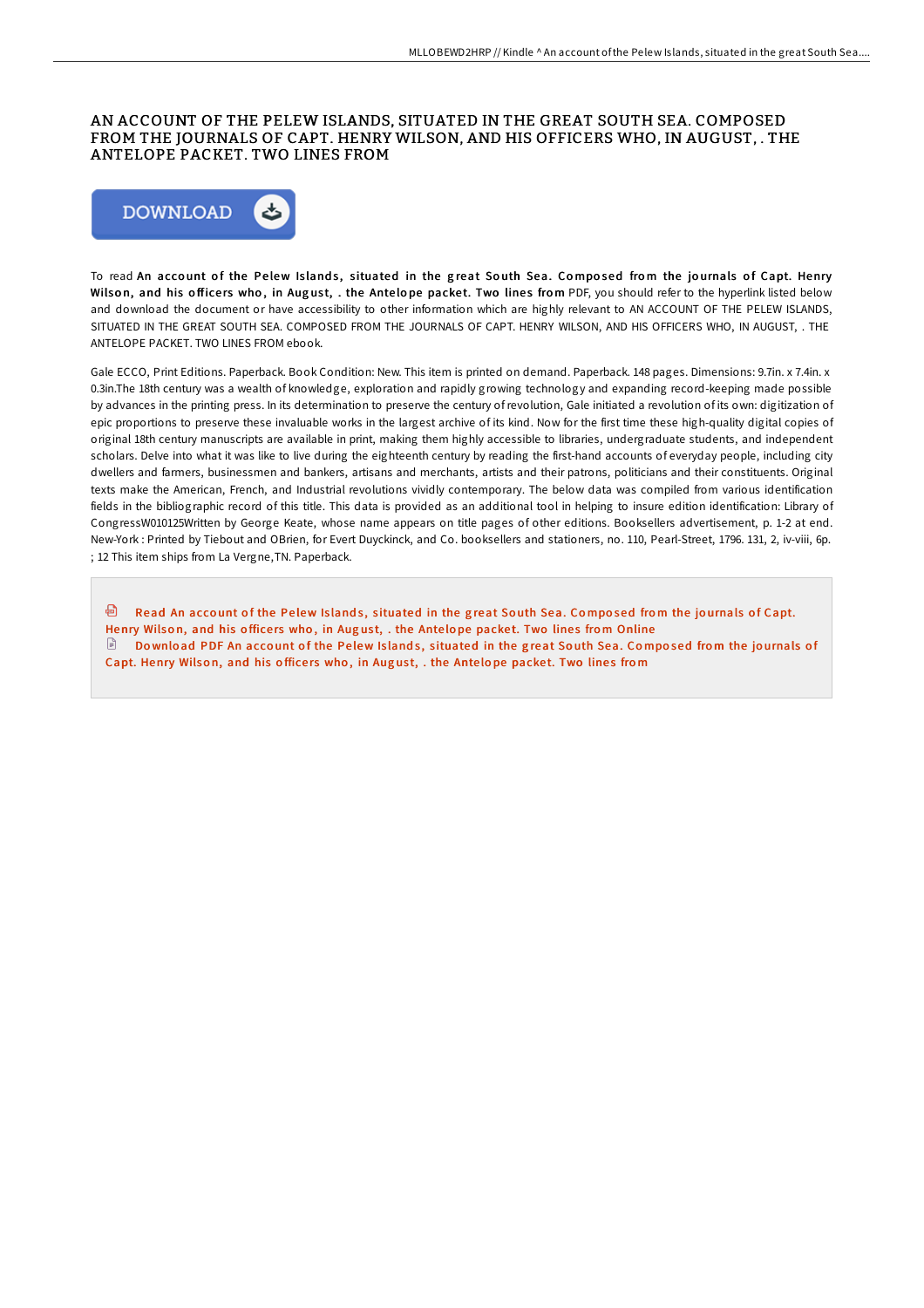# AN ACCOUNT OF THE PELEW ISLANDS, SITUATED IN THE GREAT SOUTH SEA. COMPOSED FROM THE JOURNALS OF CAPT. HENRY WILSON, AND HIS OFFICERS WHO, IN AUGUST, . THE ANTELOPE PACKET. TWO LINES FROM

DOWNLOAD

To read **An account of the Pelew Islands, situated in the great South Sea. Composed from the journals of Capt. Henry Wilson, and his officers who, in August, . the Antelope packet. Two lines from** PDF, you should refer to the hyperlink listed below and download the document or have accessibility to other information which are highly relevant to AN ACCOUNT OF THE PELEW ISLANDS, SITUATED IN THE GREAT SOUTH SEA. COMPOSED FROM THE JOURNALS OF CAPT. HENRY WILSON, AND HIS OFFICERS WHO, IN AUGUST, . THE ANTELOPE PACKET. TWO LINES FROM ebook.

Gale ECCO, Print Editions. Paperback. Book Condition: New. This item is printed on demand. Paperback. 148 pages. Dimensions: 9.7in. x 7.4in. x 0.3in.The 18th century was a wealth of knowledge, exploration and rapidly growing technology and expanding record-keeping made possible by advances in the printing press. In its determination to preserve the century of revolution, Gale initiated a revolution of its own: digitization of epic proportions to preserve these invaluable works in the largest archive of its kind. Now for the first time these high-quality digital copies of original 18th century manuscripts are available in print, making them highly accessible to libraries, undergraduate students, and independent scholars. Delve into what it was like to live during the eighteenth century by reading the first-hand accounts of everyday people, including city dwellers and farmers, businessmen and bankers, artisans and merchants, artists and their patrons, politicians and their constituents. Original texts make the American, French, and Industrial revolutions vividly contemporary. The below data was compiled from various identification fields in the bibliographic record of this title. This data is provided as an additional tool in helping to insure edition identification: Library of CongressW010125Written by George Keate, whose name appears on title pages of other editions. Booksellers advertisement, p. 1-2 at end. New-York : Printed by Tiebout and OBrien, for Evert Duyckinck, and Co. booksellers and stationers, no. 110, Pearl-Street, 1796. 131, 2, iv-viii, 6p. ; 12 This item ships from La Vergne,TN. Paperback.

Read An account of the Pelew Islands, situated in the great South Sea. Composed from the journals of Capt. Henry Wilson, and his officers who, in August, . the Antelope packet. Two lines from Online

Download PDF An account of the Pelew Islands, situated in the great South Sea. Composed from the journals of Capt. Henry Wilson, and his officers who, in August, . the Antelope packet. Two lines from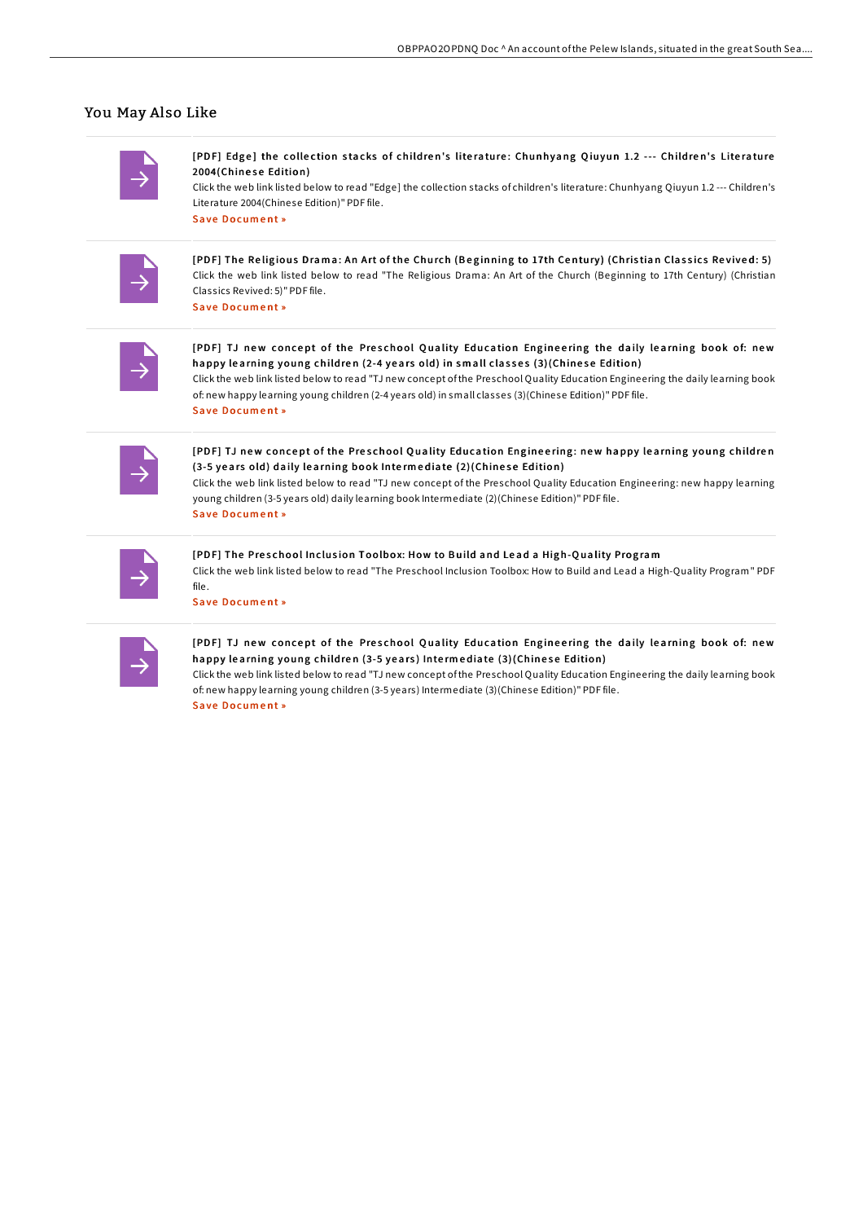## You May Also Like

**[PDF] Edge] the collection stacks of children's literature: Chunhyang Qiuyun 1.2 --- Children's Literature 2004(Chinese Edition)**

Click the web link listed below to read "Edge] the collection stacks of children's literature: Chunhyang Qiuyun 1.2 --- Children's Literature 2004(Chinese Edition)" PDF file.

Save Document »

**[PDF] The Religious Drama: An Art of the Church (Beginning to 17th Century) (Christian Classics Revived: 5)**

Click the web link listed below to read "The Religious Drama: An Art of the Church (Beginning to 17th Century) (Christian Classics Revived: 5)" PDF file.

Save Document »

**[PDF] TJ new concept of the Preschool Quality Education Engineering the daily learning book of: new happy learning young children (2-4 years old) in small classes (3)(Chinese Edition)**

Click the web link listed below to read "TJ new concept of the Preschool Quality Education Engineering the daily learning book of: new happy learning young children (2-4 years old) in small classes (3)(Chinese Edition)" PDF file.

Save Document »

**[PDF] TJ new concept of the Preschool Quality Education Engineering: new happy learning young children (3-5 years old) daily learning book Intermediate (2)(Chinese Edition)**

Click the web link listed below to read "TJ new concept of the Preschool Quality Education Engineering: new happy learning young children (3-5 years old) daily learning book Intermediate (2)(Chinese Edition)" PDF file.

Save Document »

**[PDF] The Preschool Inclusion Toolbox: How to Build and Lead a High-Quality Program**

Click the web link listed below to read "The Preschool Inclusion Toolbox: How to Build and Lead a High-Quality Program" PDF file.

Save Document »

**[PDF] TJ new concept of the Preschool Quality Education Engineering the daily learning book of: new happy learning young children (3-5 years) Intermediate (3)(Chinese Edition)**

Click the web link listed below to read "TJ new concept of the Preschool Quality Education Engineering the daily learning book of: new happy learning young children (3-5 years) Intermediate (3)(Chinese Edition)" PDF file.

Save Document »